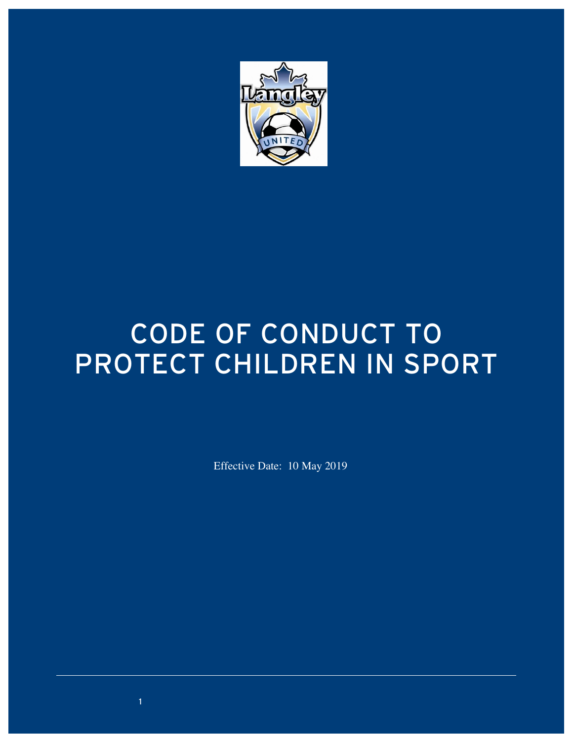# CODE OF CONDUCT TO PROTECT CHILDREN IN SPORT

Effective Date: 10 May 2019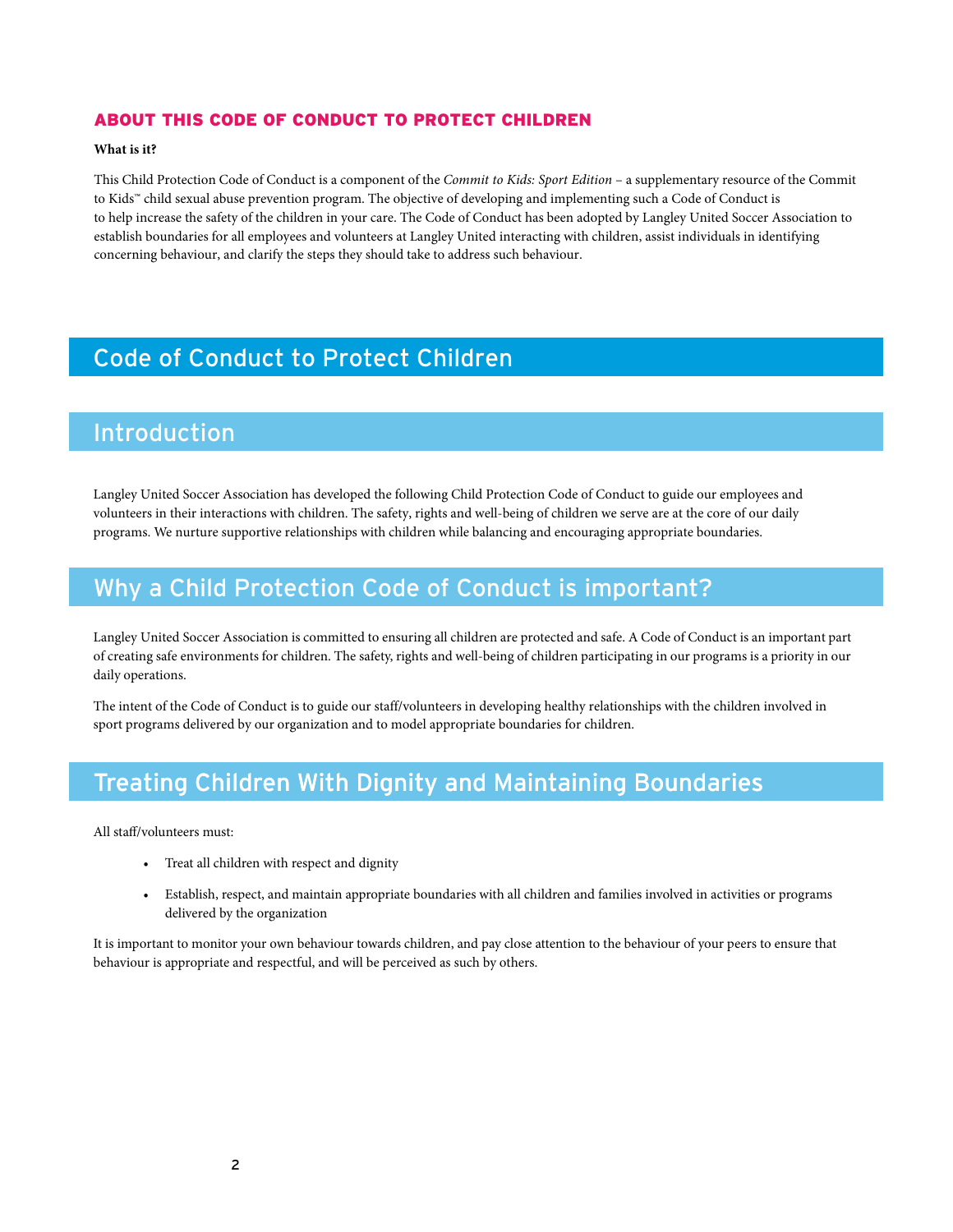## ABOUT THIS CODE OF CONDUCT TO PROTECT CHILDREN

**What is it?**

This Child Protection Code of Conduct is a component of the *Commit to Kids: Sport Edition* – a supplementary resource of the Commit to Kids™ child sexual abuse prevention program. The objective of developing and implementing such a Code of Conduct is to help increase the safety of the children in your care. The Code of Conduct has been adopted by Langley United Soccer Association to establish boundaries for all employees and volunteers at Langley United interacting with children, assist individuals in identifying concerning behaviour, and clarify the steps they should take to address such behaviour.

# Code of Conduct to Protect Children

## Introduction

Langley United Soccer Association has developed the following Child Protection Code of Conduct to guide our employees and volunteers in their interactions with children. The safety, rights and well-being of children we serve are at the core of our daily programs. We nurture supportive relationships with children while balancing and encouraging appropriate boundaries.

## Why a Child Protection Code of Conduct is important?

Langley United Soccer Association is committed to ensuring all children are protected and safe. A Code of Conduct is an important part of creating safe environments for children. The safety, rights and well-being of children participating in our programs is a priority in our daily operations.

The intent of the Code of Conduct is to guide our staff/volunteers in developing healthy relationships with the children involved in sport programs delivered by our organization and to model appropriate boundaries for children.

## Treating Children With Dignity and Maintaining Boundaries

All staff/volunteers must:

- Treat all children with respect and dignity
- Establish, respect, and maintain appropriate boundaries with all children and families involved in activities or programs delivered by the organization

It is important to monitor your own behaviour towards children, and pay close attention to the behaviour of your peers to ensure that behaviour is appropriate and respectful, and will be perceived as such by others.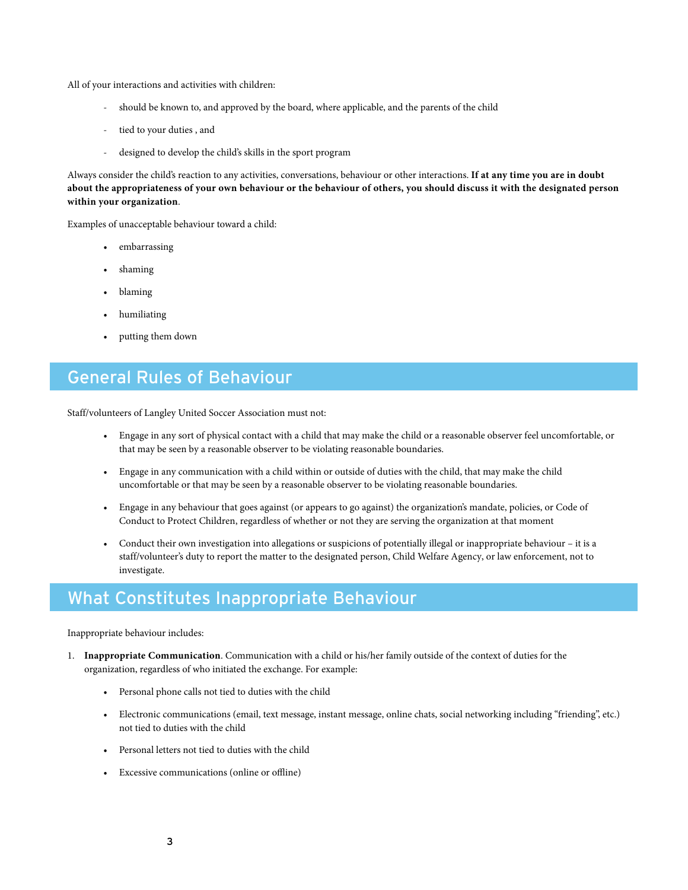All of your interactions and activities with children:

- should be known to, and approved by the board, where applicable, and the parents of the child
- tied to your duties , and
- designed to develop the child's skills in the sport program

Always consider the child's reaction to any activities, conversations, behaviour or other interactions. **If at any time you are in doubt about the appropriateness of your own behaviour or the behaviour of others, you should discuss it with the designated person within your organization**.

Examples of unacceptable behaviour toward a child:

- embarrassing
- shaming
- blaming
- humiliating
- putting them down

## General Rules of Behaviour

Staff/volunteers of Langley United Soccer Association must not:

- Engage in any sort of physical contact with a child that may make the child or a reasonable observer feel uncomfortable, or that may be seen by a reasonable observer to be violating reasonable boundaries.
- Engage in any communication with a child within or outside of duties with the child, that may make the child uncomfortable or that may be seen by a reasonable observer to be violating reasonable boundaries.
- Engage in any behaviour that goes against (or appears to go against) the organization's mandate, policies, or Code of Conduct to Protect Children, regardless of whether or not they are serving the organization at that moment
- Conduct their own investigation into allegations or suspicions of potentially illegal or inappropriate behaviour – it is a staff/volunteer's duty to report the matter to the designated person, Child Welfare Agency, or law enforcement, not to investigate.

## What Constitutes Inappropriate Behaviour

Inappropriate behaviour includes:

1. **Inappropriate Communication**. Communication with a child or his/her family outside of the context of duties for the organization, regardless of who initiated the exchange. For example:
    - Personal phone calls not tied to duties with the child
    - Electronic communications (email, text message, instant message, online chats, social networking including "friending", etc.) not tied to duties with the child
    - Personal letters not tied to duties with the child
    - Excessive communications (online or offline)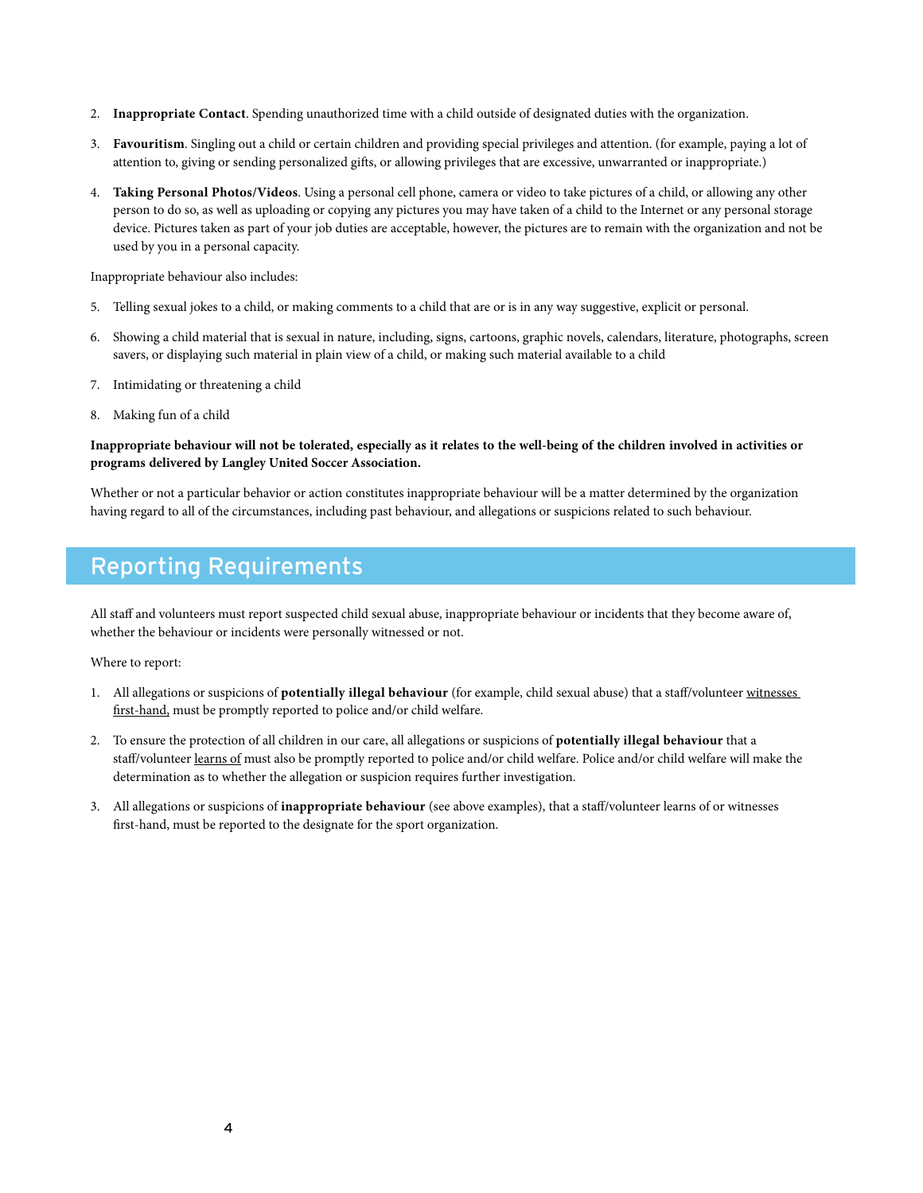2. **Inappropriate Contact**. Spending unauthorized time with a child outside of designated duties with the organization.

3. **Favouritism**. Singling out a child or certain children and providing special privileges and attention. (for example, paying a lot of attention to, giving or sending personalized gifts, or allowing privileges that are excessive, unwarranted or inappropriate.)

4. **Taking Personal Photos/Videos**. Using a personal cell phone, camera or video to take pictures of a child, or allowing any other person to do so, as well as uploading or copying any pictures you may have taken of a child to the Internet or any personal storage device. Pictures taken as part of your job duties are acceptable, however, the pictures are to remain with the organization and not be used by you in a personal capacity.

Inappropriate behaviour also includes:

5. Telling sexual jokes to a child, or making comments to a child that are or is in any way suggestive, explicit or personal.

6. Showing a child material that is sexual in nature, including, signs, cartoons, graphic novels, calendars, literature, photographs, screen savers, or displaying such material in plain view of a child, or making such material available to a child

7. Intimidating or threatening a child

8. Making fun of a child

**Inappropriate behaviour will not be tolerated, especially as it relates to the well-being of the children involved in activities or programs delivered by Langley United Soccer Association.**

Whether or not a particular behavior or action constitutes inappropriate behaviour will be a matter determined by the organization having regard to all of the circumstances, including past behaviour, and allegations or suspicions related to such behaviour.

## Reporting Requirements

All staff and volunteers must report suspected child sexual abuse, inappropriate behaviour or incidents that they become aware of, whether the behaviour or incidents were personally witnessed or not.

Where to report:

1. All allegations or suspicions of **potentially illegal behaviour** (for example, child sexual abuse) that a staff/volunteer <u>witnesses first-hand,</u> must be promptly reported to police and/or child welfare.

2. To ensure the protection of all children in our care, all allegations or suspicions of **potentially illegal behaviour** that a staff/volunteer <u>learns of</u> must also be promptly reported to police and/or child welfare. Police and/or child welfare will make the determination as to whether the allegation or suspicion requires further investigation.

3. All allegations or suspicions of **inappropriate behaviour** (see above examples), that a staff/volunteer learns of or witnesses first-hand, must be reported to the designate for the sport organization.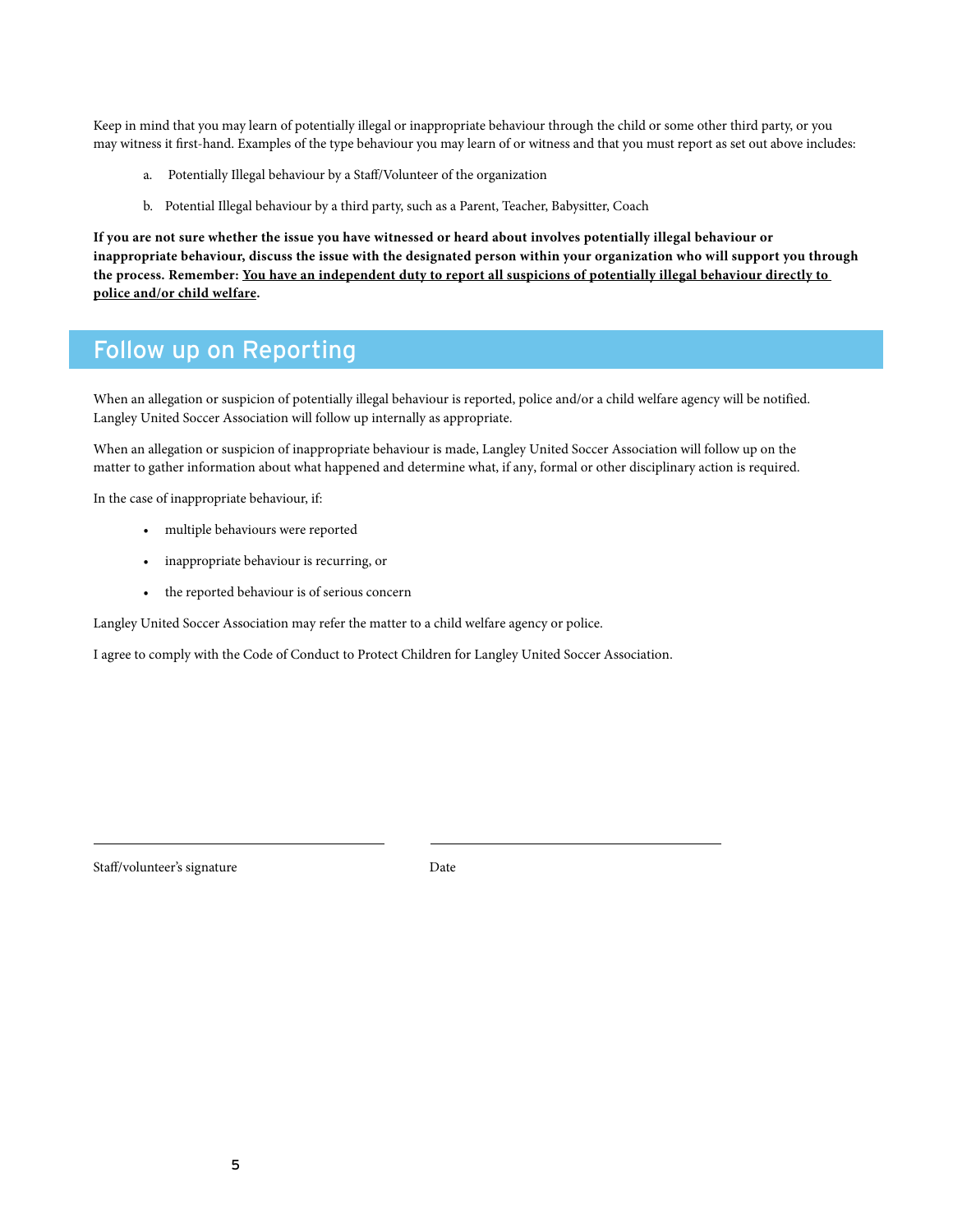Keep in mind that you may learn of potentially illegal or inappropriate behaviour through the child or some other third party, or you may witness it first-hand. Examples of the type behaviour you may learn of or witness and that you must report as set out above includes:

a. Potentially Illegal behaviour by a Staff/Volunteer of the organization

b. Potential Illegal behaviour by a third party, such as a Parent, Teacher, Babysitter, Coach

**If you are not sure whether the issue you have witnessed or heard about involves potentially illegal behaviour or inappropriate behaviour, discuss the issue with the designated person within your organization who will support you through the process. Remember: <u>You have an independent duty to report all suspicions of potentially illegal behaviour directly to police and/or child welfare</u>.**

## Follow up on Reporting

When an allegation or suspicion of potentially illegal behaviour is reported, police and/or a child welfare agency will be notified. Langley United Soccer Association will follow up internally as appropriate.

When an allegation or suspicion of inappropriate behaviour is made, Langley United Soccer Association will follow up on the matter to gather information about what happened and determine what, if any, formal or other disciplinary action is required.

In the case of inappropriate behaviour, if:

- multiple behaviours were reported
- inappropriate behaviour is recurring, or
- the reported behaviour is of serious concern

Langley United Soccer Association may refer the matter to a child welfare agency or police.

I agree to comply with the Code of Conduct to Protect Children for Langley United Soccer Association.

\_\_\_\_\_\_\_\_\_\_\_\_\_\_\_\_\_\_\_\_\_\_\_\_\_\_\_\_\_\_\_\_\_\_\_\_ \_\_\_\_\_\_\_\_\_\_\_\_\_\_\_\_\_\_\_\_\_\_\_\_\_\_\_\_\_\_\_\_\_\_\_\_

Staff/volunteer's signature Date